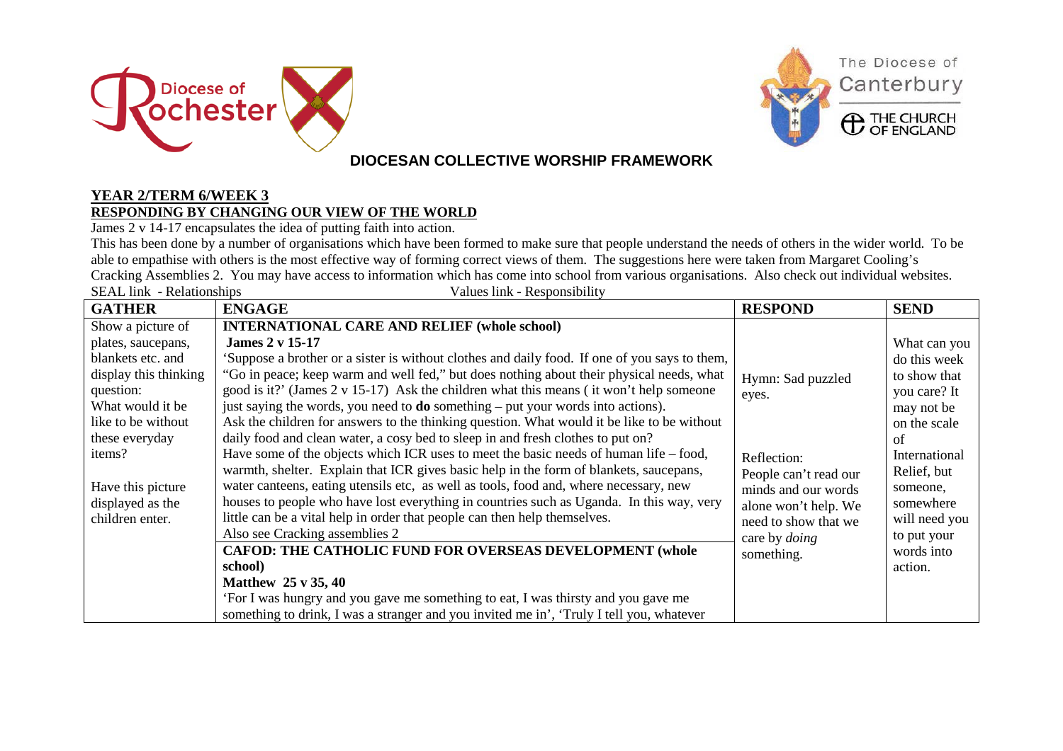Diocese of Rochester

The Diocese of Canterbury
THE CHURCH OF ENGLAND

## DIOCESAN COLLECTIVE WORSHIP FRAMEWORK

**YEAR 2/TERM 6/WEEK 3**

**RESPONDING BY CHANGING OUR VIEW OF THE WORLD**

James 2 v 14-17 encapsulates the idea of putting faith into action.

This has been done by a number of organisations which have been formed to make sure that people understand the needs of others in the wider world. To be able to empathise with others is the most effective way of forming correct views of them. The suggestions here were taken from Margaret Cooling's Cracking Assemblies 2. You may have access to information which has come into school from various organisations. Also check out individual websites.

SEAL link - Relationships Values link - Responsibility

| GATHER | ENGAGE | RESPOND | SEND |
|---|---|---|---|
| Show a picture of plates, saucepans, blankets etc. and display this thinking question:<br>What would it be like to be without these everyday items?<br><br>Have this picture displayed as the children enter. | **INTERNATIONAL CARE AND RELIEF (whole school)**<br>**James 2 v 15-17**<br>'Suppose a brother or a sister is without clothes and daily food. If one of you says to them, "Go in peace; keep warm and well fed," but does nothing about their physical needs, what good is it?' (James 2 v 15-17) Ask the children what this means ( it won't help someone just saying the words, you need to **do** something – put your words into actions).<br>Ask the children for answers to the thinking question. What would it be like to be without daily food and clean water, a cosy bed to sleep in and fresh clothes to put on?<br>Have some of the objects which ICR uses to meet the basic needs of human life – food, warmth, shelter. Explain that ICR gives basic help in the form of blankets, saucepans, water canteens, eating utensils etc, as well as tools, food and, where necessary, new houses to people who have lost everything in countries such as Uganda. In this way, very little can be a vital help in order that people can then help themselves.<br>Also see Cracking assemblies 2 | Hymn: Sad puzzled eyes.<br><br>Reflection:<br>People can't read our minds and our words alone won't help. We need to show that we care by *doing* something. | What can you do this week to show that you care? It may not be on the scale of International Relief, but someone, somewhere will need you to put your words into action. |
| | **CAFOD: THE CATHOLIC FUND FOR OVERSEAS DEVELOPMENT (whole school)**<br>**Matthew 25 v 35, 40**<br>'For I was hungry and you gave me something to eat, I was thirsty and you gave me something to drink, I was a stranger and you invited me in', 'Truly I tell you, whatever | | |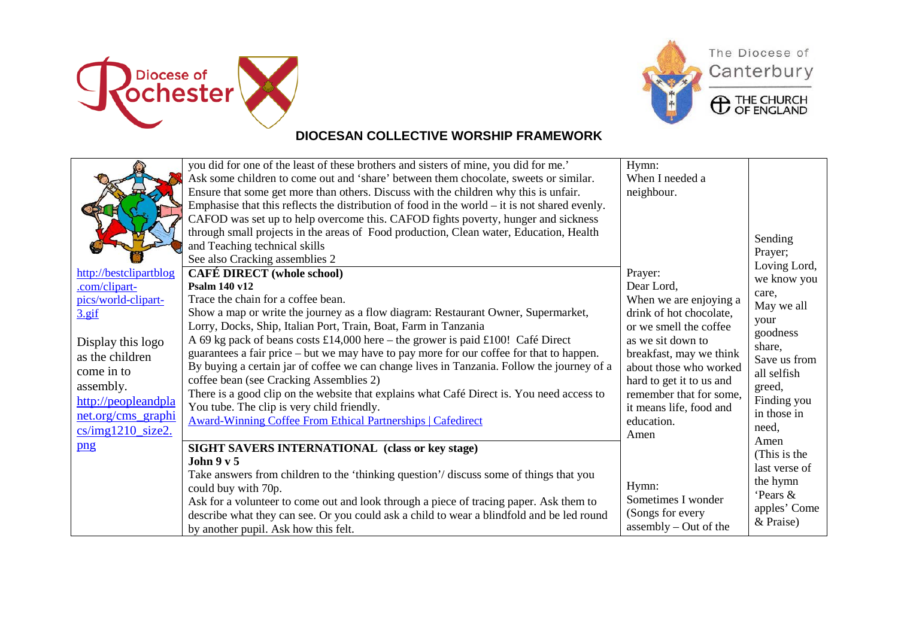**DIOCESAN COLLECTIVE WORSHIP FRAMEWORK**

| | | | |
|---|---|---|---|
| http://bestclipartblog.com/clipart-pics/world-clipart-3.gif<br><br>Display this logo as the children come in to assembly.<br>http://peopleandplanet.org/cms_graphics/img1210_size2.png | you did for one of the least of these brothers and sisters of mine, you did for me.'<br>Ask some children to come out and 'share' between them chocolate, sweets or similar. Ensure that some get more than others. Discuss with the children why this is unfair.<br>Emphasise that this reflects the distribution of food in the world – it is not shared evenly.<br>CAFOD was set up to help overcome this. CAFOD fights poverty, hunger and sickness through small projects in the areas of Food production, Clean water, Education, Health and Teaching technical skills<br>See also Cracking assemblies 2 | Hymn:<br>When I needed a neighbour. | Sending Prayer;<br>Loving Lord,<br>we know you care,<br>May we all your goodness share,<br>Save us from all selfish greed,<br>Finding you in those in need,<br>Amen<br>(This is the last verse of the hymn 'Pears & apples' Come & Praise) |
| | **CAFÉ DIRECT (whole school)**<br>**Psalm 140 v12**<br>Trace the chain for a coffee bean.<br>Show a map or write the journey as a flow diagram: Restaurant Owner, Supermarket, Lorry, Docks, Ship, Italian Port, Train, Boat, Farm in Tanzania<br>A 69 kg pack of beans costs £14,000 here – the grower is paid £100! Café Direct guarantees a fair price – but we may have to pay more for our coffee for that to happen. By buying a certain jar of coffee we can change lives in Tanzania. Follow the journey of a coffee bean (see Cracking Assemblies 2)<br>There is a good clip on the website that explains what Café Direct is. You need access to You tube. The clip is very child friendly.<br>Award-Winning Coffee From Ethical Partnerships \| Cafedirect | Prayer:<br>Dear Lord,<br>When we are enjoying a drink of hot chocolate, or we smell the coffee as we sit down to breakfast, may we think about those who worked hard to get it to us and remember that for some, it means life, food and education.<br>Amen | |
| | **SIGHT SAVERS INTERNATIONAL (class or key stage)**<br>**John 9 v 5**<br>Take answers from children to the 'thinking question'/ discuss some of things that you could buy with 70p.<br>Ask for a volunteer to come out and look through a piece of tracing paper. Ask them to describe what they can see. Or you could ask a child to wear a blindfold and be led round by another pupil. Ask how this felt. | Hymn:<br>Sometimes I wonder<br>(Songs for every assembly – Out of the | |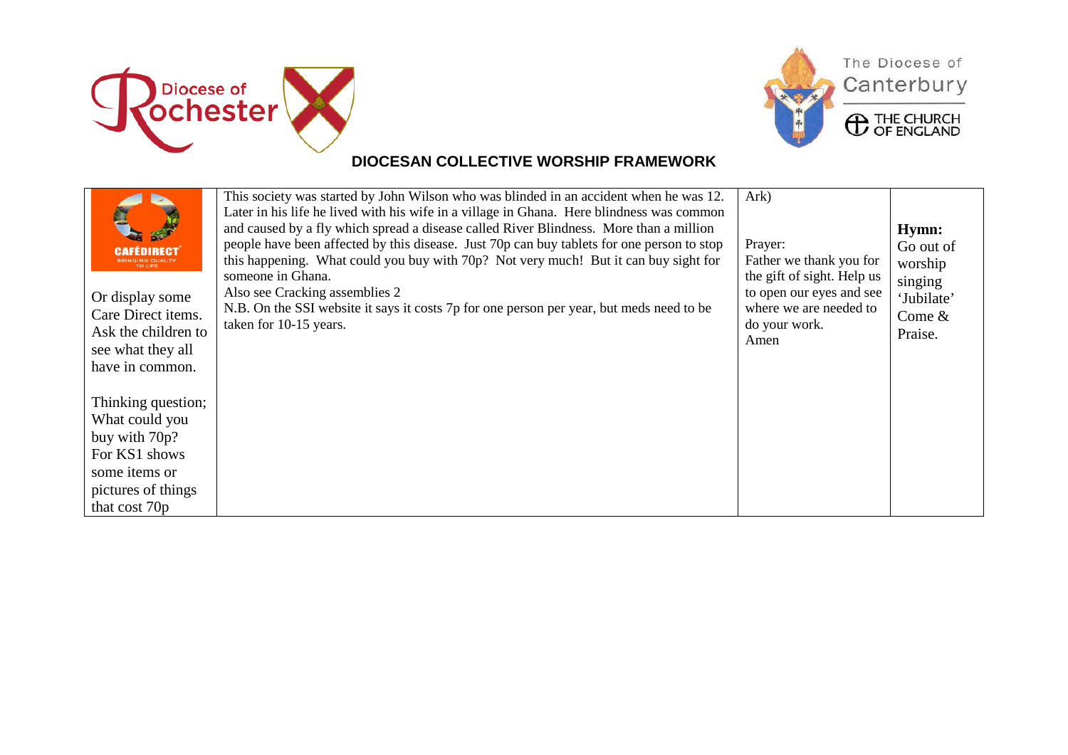**DIOCESAN COLLECTIVE WORSHIP FRAMEWORK**

| | | | |
|---|---|---|---|
| CAFÉDIRECT BRINGING QUALITY TO LIFE<br><br>Or display some Care Direct items. Ask the children to see what they all have in common.<br><br>Thinking question; What could you buy with 70p? For KS1 shows some items or pictures of things that cost 70p | This society was started by John Wilson who was blinded in an accident when he was 12. Later in his life he lived with his wife in a village in Ghana. Here blindness was common and caused by a fly which spread a disease called River Blindness. More than a million people have been affected by this disease. Just 70p can buy tablets for one person to stop this happening. What could you buy with 70p? Not very much! But it can buy sight for someone in Ghana.<br>Also see Cracking assemblies 2<br>N.B. On the SSI website it says it costs 7p for one person per year, but meds need to be taken for 10-15 years. | Ark)<br><br>Prayer:<br>Father we thank you for the gift of sight. Help us to open our eyes and see where we are needed to do your work.<br>Amen | **Hymn:**<br>Go out of worship singing 'Jubilate' Come & Praise. |